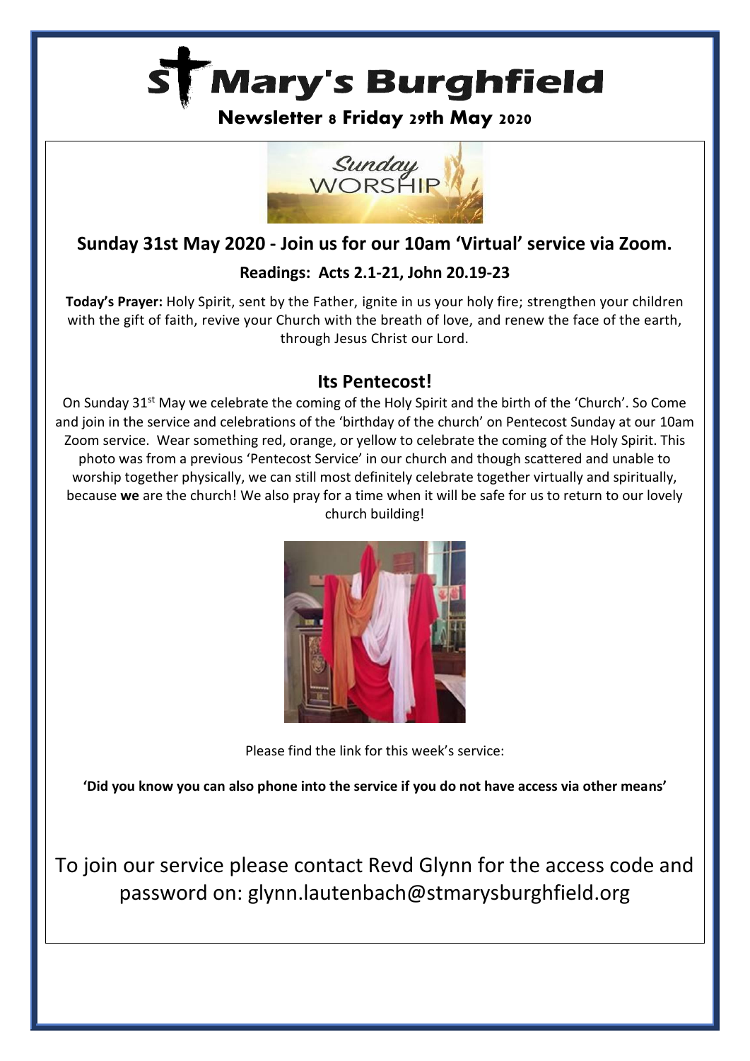# St Mary's Burghfield

**Newsletter 8 Friday 29th May 2020**

## Sunday 31st May 2020 - Join us for our 10am 'Virtual' service via Zoom.

### Readings: Acts 2.1-21, John 20.19-23

**Today's Prayer:** Holy Spirit, sent by the Father, ignite in us your holy fire; strengthen your children with the gift of faith, revive your Church with the breath of love, and renew the face of the earth, through Jesus Christ our Lord.

## Its Pentecost!

On Sunday 31st May we celebrate the coming of the Holy Spirit and the birth of the 'Church'. So Come and join in the service and celebrations of the 'birthday of the church' on Pentecost Sunday at our 10am Zoom service. Wear something red, orange, or yellow to celebrate the coming of the Holy Spirit. This photo was from a previous 'Pentecost Service' in our church and though scattered and unable to worship together physically, we can still most definitely celebrate together virtually and spiritually, because **we** are the church! We also pray for a time when it will be safe for us to return to our lovely church building!

Please find the link for this week's service:

**'Did you know you can also phone into the service if you do not have access via other means'**

To join our service please contact Revd Glynn for the access code and password on: glynn.lautenbach@stmarysburghfield.org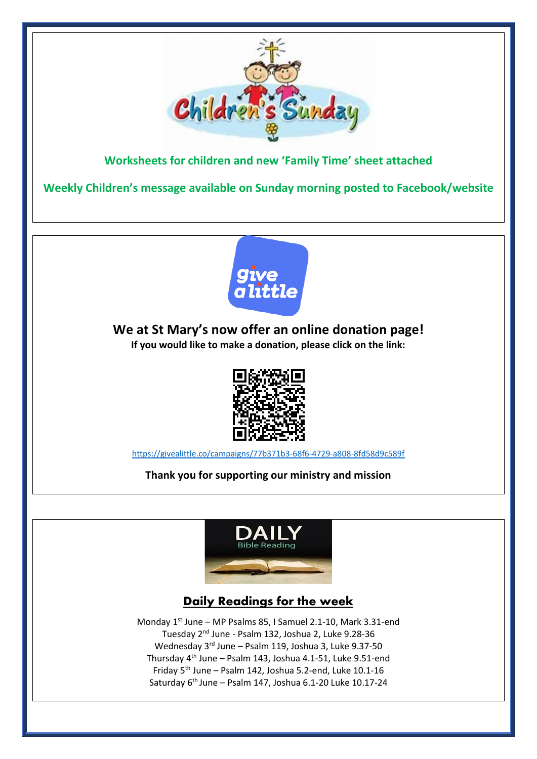**Worksheets for children and new 'Family Time' sheet attached**

**Weekly Children's message available on Sunday morning posted to Facebook/website**

## We at St Mary's now offer an online donation page!

**If you would like to make a donation, please click on the link:**

https://givealittle.co/campaigns/77b371b3-68f6-4729-a808-8fd58d9c589f

**Thank you for supporting our ministry and mission**

## Daily Readings for the week

Monday 1st June – MP Psalms 85, I Samuel 2.1-10, Mark 3.31-end
Tuesday 2nd June - Psalm 132, Joshua 2, Luke 9.28-36
Wednesday 3rd June – Psalm 119, Joshua 3, Luke 9.37-50
Thursday 4th June – Psalm 143, Joshua 4.1-51, Luke 9.51-end
Friday 5th June – Psalm 142, Joshua 5.2-end, Luke 10.1-16
Saturday 6th June – Psalm 147, Joshua 6.1-20 Luke 10.17-24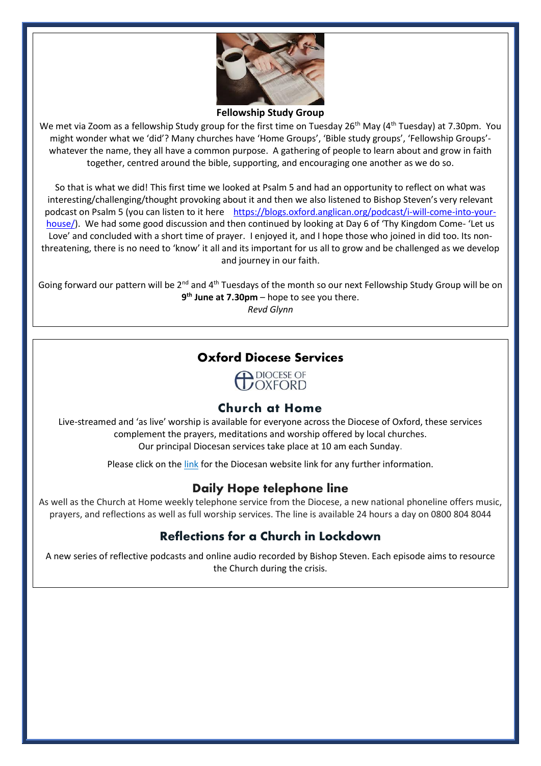## Fellowship Study Group

We met via Zoom as a fellowship Study group for the first time on Tuesday 26th May (4th Tuesday) at 7.30pm. You might wonder what we 'did'? Many churches have 'Home Groups', 'Bible study groups', 'Fellowship Groups'- whatever the name, they all have a common purpose. A gathering of people to learn about and grow in faith together, centred around the bible, supporting, and encouraging one another as we do so.

So that is what we did! This first time we looked at Psalm 5 and had an opportunity to reflect on what was interesting/challenging/thought provoking about it and then we also listened to Bishop Steven's very relevant podcast on Psalm 5 (you can listen to it here https://blogs.oxford.anglican.org/podcast/i-will-come-into-your-house/). We had some good discussion and then continued by looking at Day 6 of 'Thy Kingdom Come- 'Let us Love' and concluded with a short time of prayer. I enjoyed it, and I hope those who joined in did too. Its non-threatening, there is no need to 'know' it all and its important for us all to grow and be challenged as we develop and journey in our faith.

Going forward our pattern will be 2nd and 4th Tuesdays of the month so our next Fellowship Study Group will be on **9th June at 7.30pm** – hope to see you there.

*Revd Glynn*

## Oxford Diocese Services

DIOCESE OF OXFORD

### Church at Home

Live-streamed and 'as live' worship is available for everyone across the Diocese of Oxford, these services complement the prayers, meditations and worship offered by local churches.
Our principal Diocesan services take place at 10 am each Sunday.

Please click on the link for the Diocesan website link for any further information.

### Daily Hope telephone line

As well as the Church at Home weekly telephone service from the Diocese, a new national phoneline offers music, prayers, and reflections as well as full worship services. The line is available 24 hours a day on 0800 804 8044

### Reflections for a Church in Lockdown

A new series of reflective podcasts and online audio recorded by Bishop Steven. Each episode aims to resource the Church during the crisis.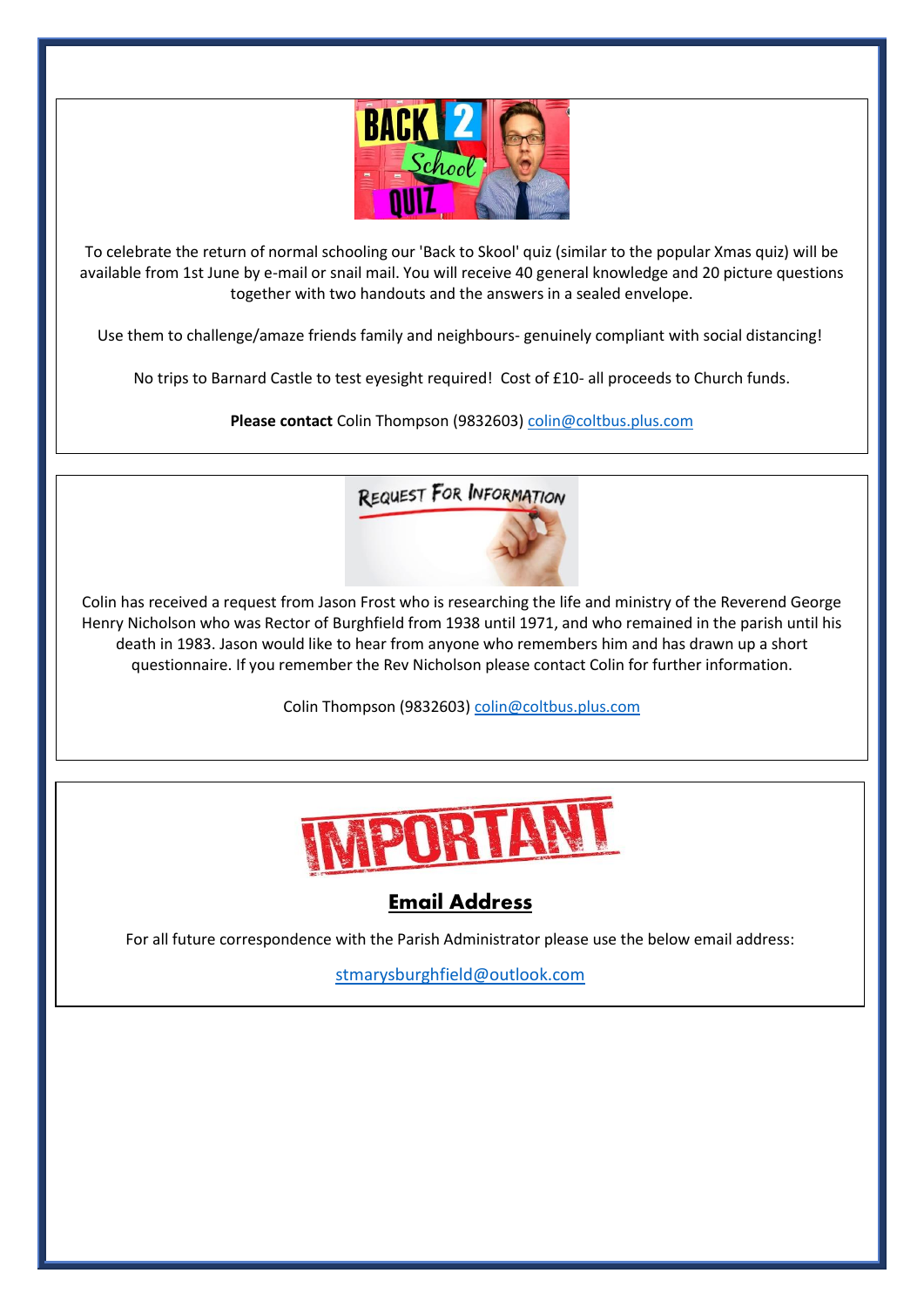# BACK 2 School QUIZ

To celebrate the return of normal schooling our 'Back to Skool' quiz (similar to the popular Xmas quiz) will be available from 1st June by e-mail or snail mail. You will receive 40 general knowledge and 20 picture questions together with two handouts and the answers in a sealed envelope.

Use them to challenge/amaze friends family and neighbours- genuinely compliant with social distancing!

No trips to Barnard Castle to test eyesight required! Cost of £10- all proceeds to Church funds.

**Please contact** Colin Thompson (9832603) colin@coltbus.plus.com

# REQUEST FOR INFORMATION

Colin has received a request from Jason Frost who is researching the life and ministry of the Reverend George Henry Nicholson who was Rector of Burghfield from 1938 until 1971, and who remained in the parish until his death in 1983. Jason would like to hear from anyone who remembers him and has drawn up a short questionnaire. If you remember the Rev Nicholson please contact Colin for further information.

Colin Thompson (9832603) colin@coltbus.plus.com

# IMPORTANT

## Email Address

For all future correspondence with the Parish Administrator please use the below email address:

stmarysburghfield@outlook.com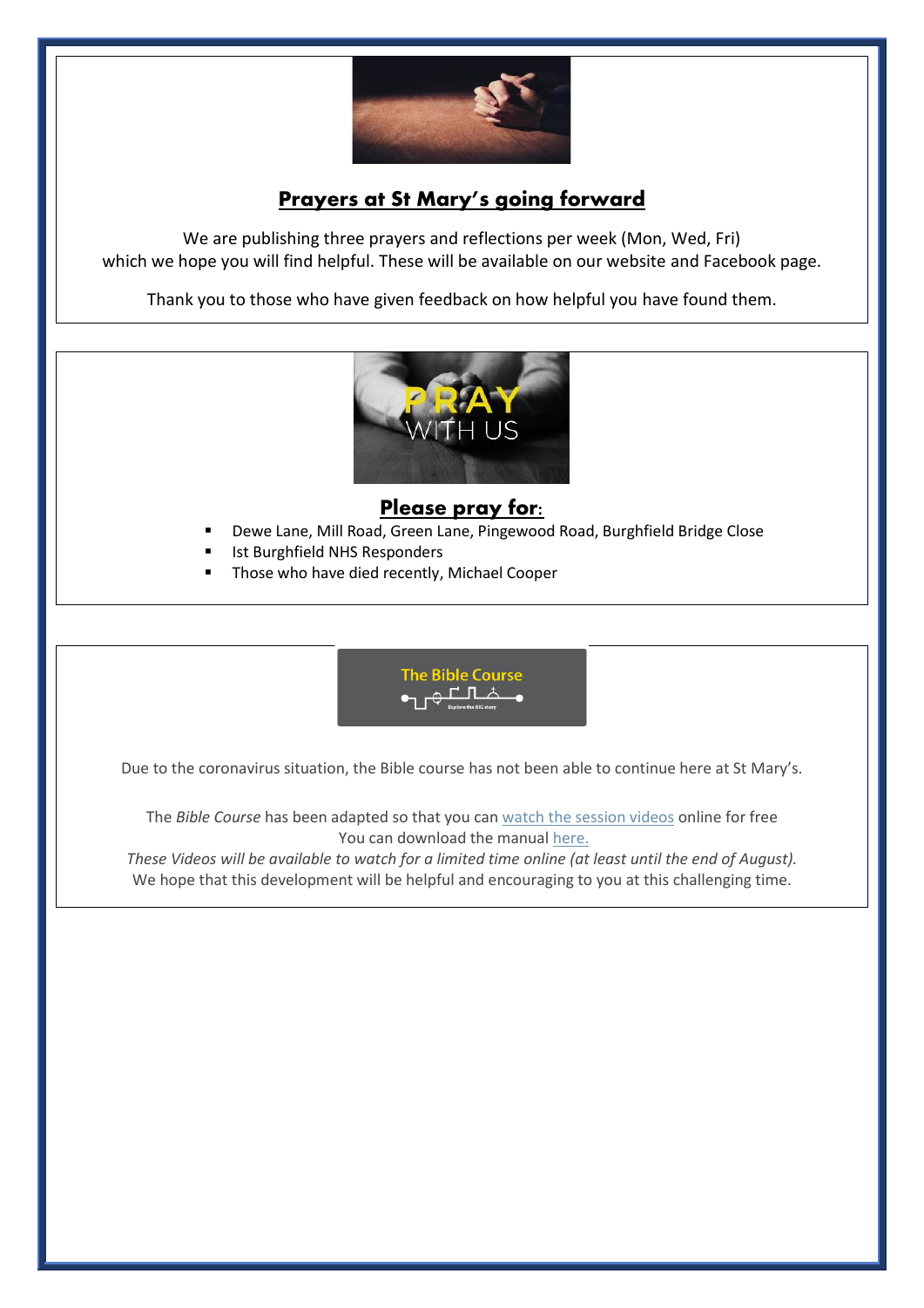## Prayers at St Mary's going forward

We are publishing three prayers and reflections per week (Mon, Wed, Fri) which we hope you will find helpful. These will be available on our website and Facebook page.

Thank you to those who have given feedback on how helpful you have found them.

## Please pray for:

- Dewe Lane, Mill Road, Green Lane, Pingewood Road, Burghfield Bridge Close
- Ist Burghfield NHS Responders
- Those who have died recently, Michael Cooper

Due to the coronavirus situation, the Bible course has not been able to continue here at St Mary's.

The *Bible Course* has been adapted so that you can watch the session videos online for free
You can download the manual here.
*These Videos will be available to watch for a limited time online (at least until the end of August).*
We hope that this development will be helpful and encouraging to you at this challenging time.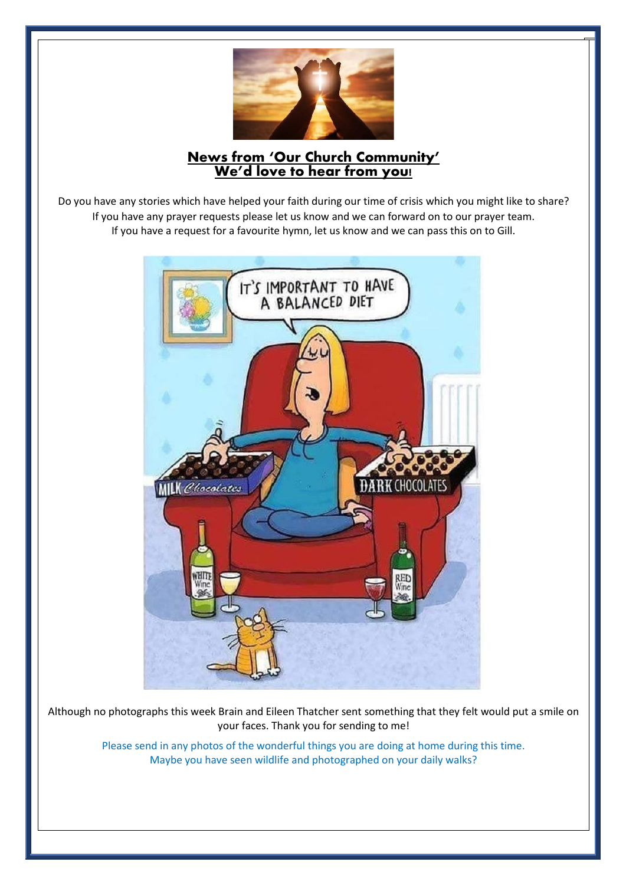## News from 'Our Church Community'
## We'd love to hear from you!

Do you have any stories which have helped your faith during our time of crisis which you might like to share?
If you have any prayer requests please let us know and we can forward on to our prayer team.
If you have a request for a favourite hymn, let us know and we can pass this on to Gill.

Although no photographs this week Brain and Eileen Thatcher sent something that they felt would put a smile on your faces. Thank you for sending to me!

Please send in any photos of the wonderful things you are doing at home during this time.
Maybe you have seen wildlife and photographed on your daily walks?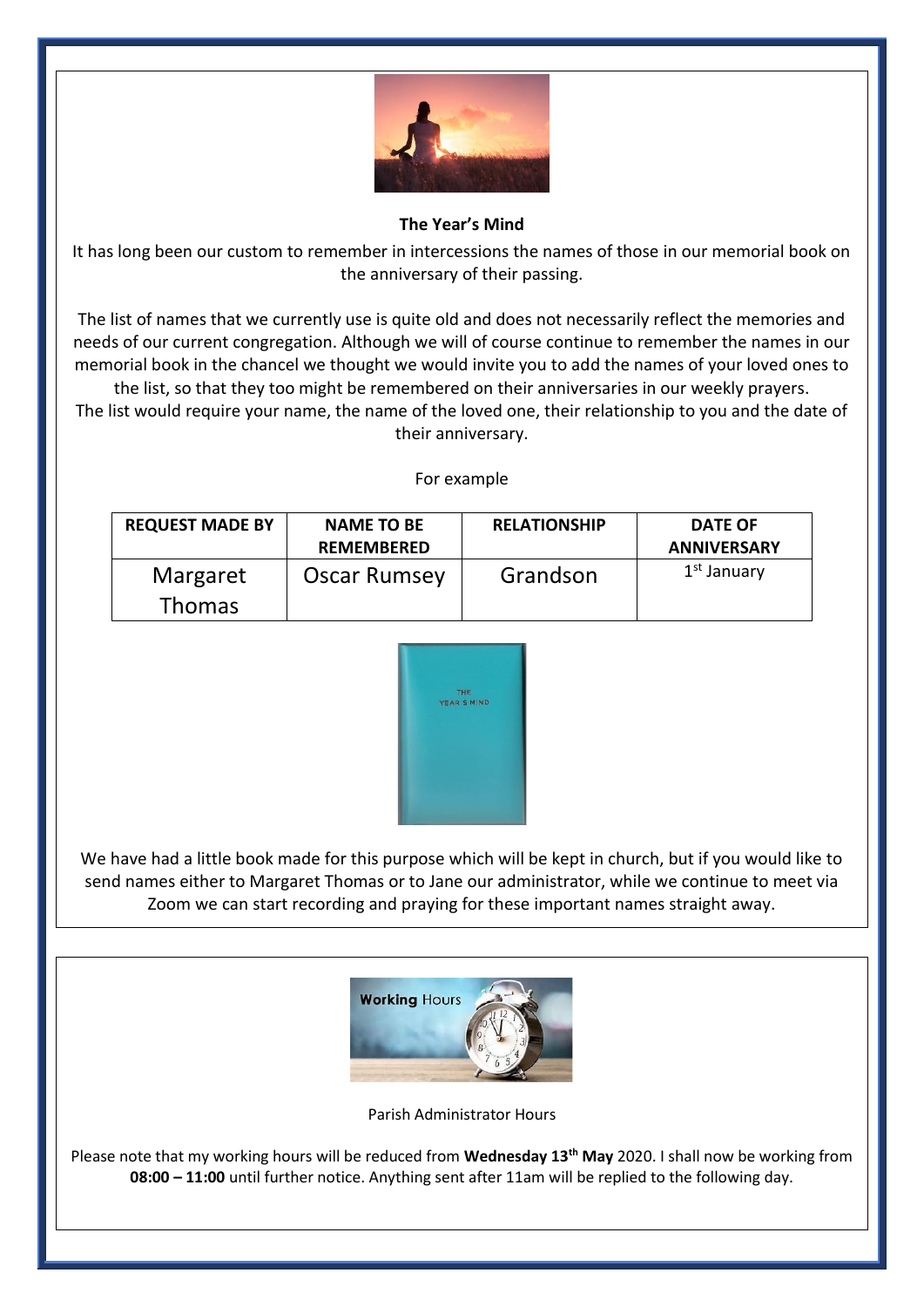## The Year's Mind

It has long been our custom to remember in intercessions the names of those in our memorial book on the anniversary of their passing.

The list of names that we currently use is quite old and does not necessarily reflect the memories and needs of our current congregation. Although we will of course continue to remember the names in our memorial book in the chancel we thought we would invite you to add the names of your loved ones to the list, so that they too might be remembered on their anniversaries in our weekly prayers.
The list would require your name, the name of the loved one, their relationship to you and the date of their anniversary.

For example

| REQUEST MADE BY | NAME TO BE REMEMBERED | RELATIONSHIP | DATE OF ANNIVERSARY |
|---|---|---|---|
| Margaret Thomas | Oscar Rumsey | Grandson | 1st January |

We have had a little book made for this purpose which will be kept in church, but if you would like to send names either to Margaret Thomas or to Jane our administrator, while we continue to meet via Zoom we can start recording and praying for these important names straight away.

---

Parish Administrator Hours

Please note that my working hours will be reduced from **Wednesday 13th May** 2020. I shall now be working from **08:00 – 11:00** until further notice. Anything sent after 11am will be replied to the following day.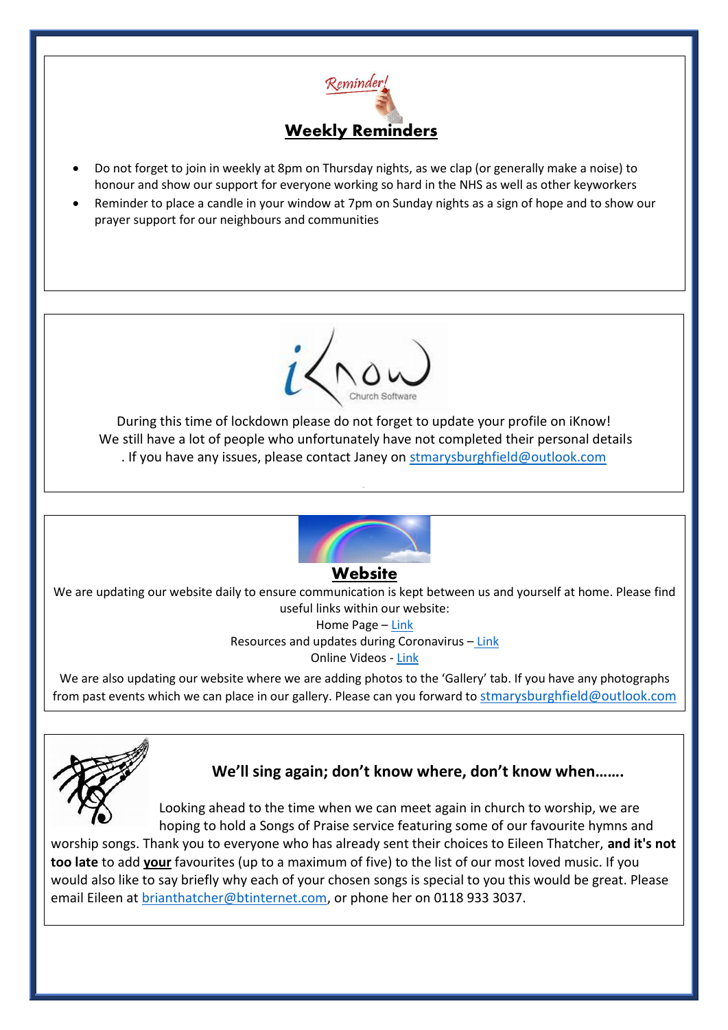Reminder!

## Weekly Reminders

- Do not forget to join in weekly at 8pm on Thursday nights, as we clap (or generally make a noise) to honour and show our support for everyone working so hard in the NHS as well as other keyworkers
- Reminder to place a candle in your window at 7pm on Sunday nights as a sign of hope and to show our prayer support for our neighbours and communities

iKnow Church Software

During this time of lockdown please do not forget to update your profile on iKnow!
We still have a lot of people who unfortunately have not completed their personal details
. If you have any issues, please contact Janey on stmarysburghfield@outlook.com

## Website

We are updating our website daily to ensure communication is kept between us and yourself at home. Please find useful links within our website:

Home Page – Link

Resources and updates during Coronavirus – Link

Online Videos - Link

We are also updating our website where we are adding photos to the 'Gallery' tab. If you have any photographs from past events which we can place in our gallery. Please can you forward to stmarysburghfield@outlook.com

## We'll sing again; don't know where, don't know when…….

Looking ahead to the time when we can meet again in church to worship, we are hoping to hold a Songs of Praise service featuring some of our favourite hymns and worship songs. Thank you to everyone who has already sent their choices to Eileen Thatcher, **and it's not too late** to add **your** favourites (up to a maximum of five) to the list of our most loved music. If you would also like to say briefly why each of your chosen songs is special to you this would be great. Please email Eileen at brianthatcher@btinternet.com, or phone her on 0118 933 3037.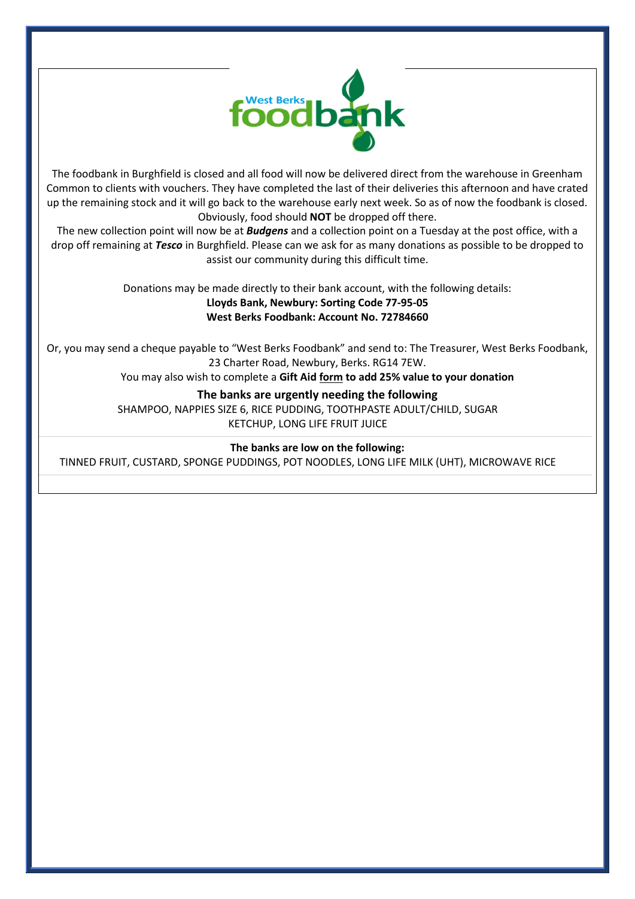West Berks foodbank

The foodbank in Burghfield is closed and all food will now be delivered direct from the warehouse in Greenham Common to clients with vouchers. They have completed the last of their deliveries this afternoon and have crated up the remaining stock and it will go back to the warehouse early next week. So as of now the foodbank is closed. Obviously, food should **NOT** be dropped off there.

The new collection point will now be at ***Budgens*** and a collection point on a Tuesday at the post office, with a drop off remaining at ***Tesco*** in Burghfield. Please can we ask for as many donations as possible to be dropped to assist our community during this difficult time.

Donations may be made directly to their bank account, with the following details:

**Lloyds Bank, Newbury: Sorting Code 77-95-05**
**West Berks Foodbank: Account No. 72784660**

Or, you may send a cheque payable to "West Berks Foodbank" and send to: The Treasurer, West Berks Foodbank, 23 Charter Road, Newbury, Berks. RG14 7EW.

You may also wish to complete a **Gift Aid form to add 25% value to your donation**

**The banks are urgently needing the following**

SHAMPOO, NAPPIES SIZE 6, RICE PUDDING, TOOTHPASTE ADULT/CHILD, SUGAR KETCHUP, LONG LIFE FRUIT JUICE

**The banks are low on the following:**

TINNED FRUIT, CUSTARD, SPONGE PUDDINGS, POT NOODLES, LONG LIFE MILK (UHT), MICROWAVE RICE